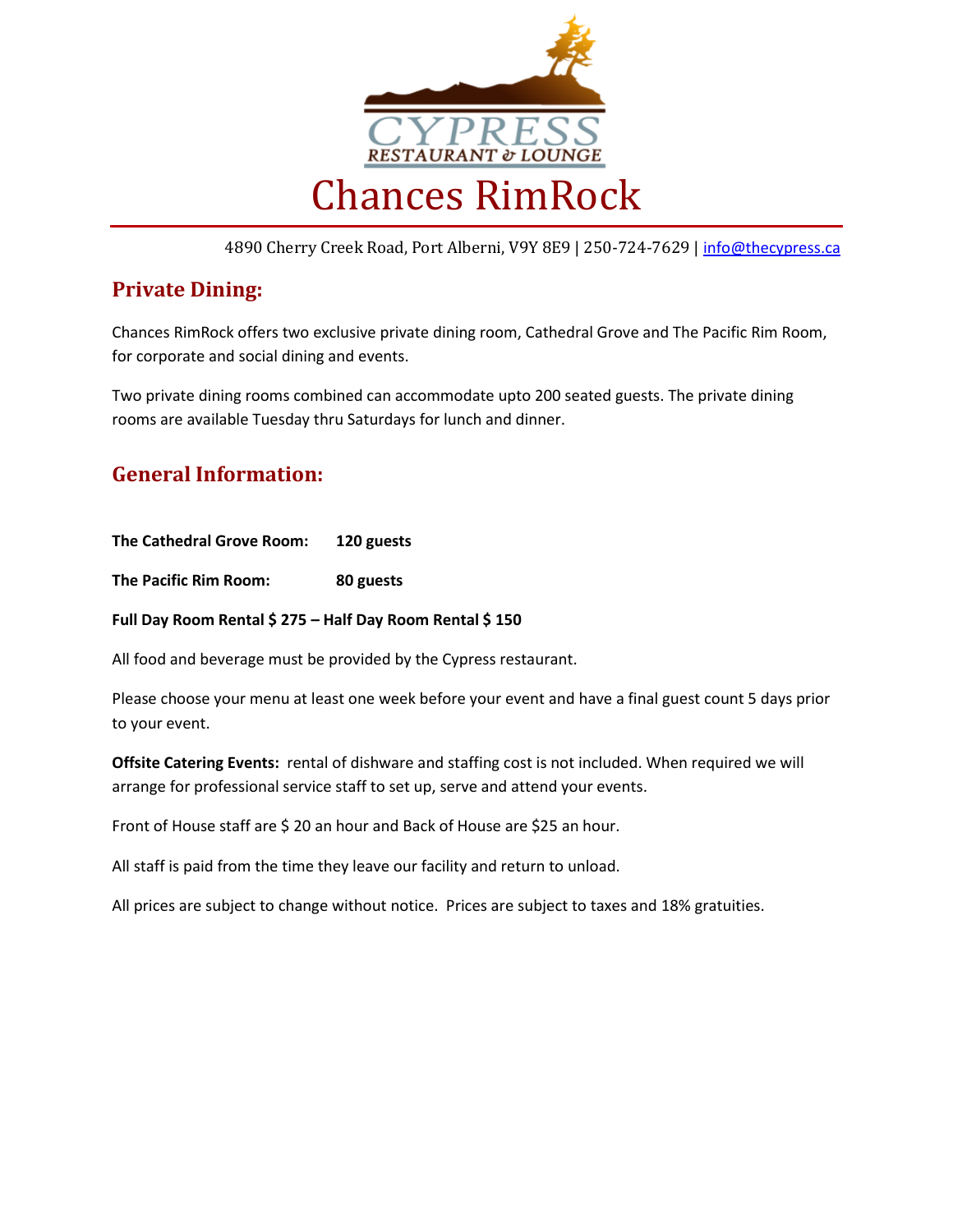CYPRESS RESTAURANT & LOUNGE

# Chances RimRock

4890 Cherry Creek Road, Port Alberni, V9Y 8E9 | 250-724-7629 | info@thecypress.ca

## Private Dining:

Chances RimRock offers two exclusive private dining room, Cathedral Grove and The Pacific Rim Room, for corporate and social dining and events.

Two private dining rooms combined can accommodate upto 200 seated guests. The private dining rooms are available Tuesday thru Saturdays for lunch and dinner.

## General Information:

**The Cathedral Grove Room:** **120 guests**

**The Pacific Rim Room:** **80 guests**

**Full Day Room Rental $ 275 – Half Day Room Rental $ 150**

All food and beverage must be provided by the Cypress restaurant.

Please choose your menu at least one week before your event and have a final guest count 5 days prior to your event.

**Offsite Catering Events:** rental of dishware and staffing cost is not included. When required we will arrange for professional service staff to set up, serve and attend your events.

Front of House staff are $ 20 an hour and Back of House are $25 an hour.

All staff is paid from the time they leave our facility and return to unload.

All prices are subject to change without notice. Prices are subject to taxes and 18% gratuities.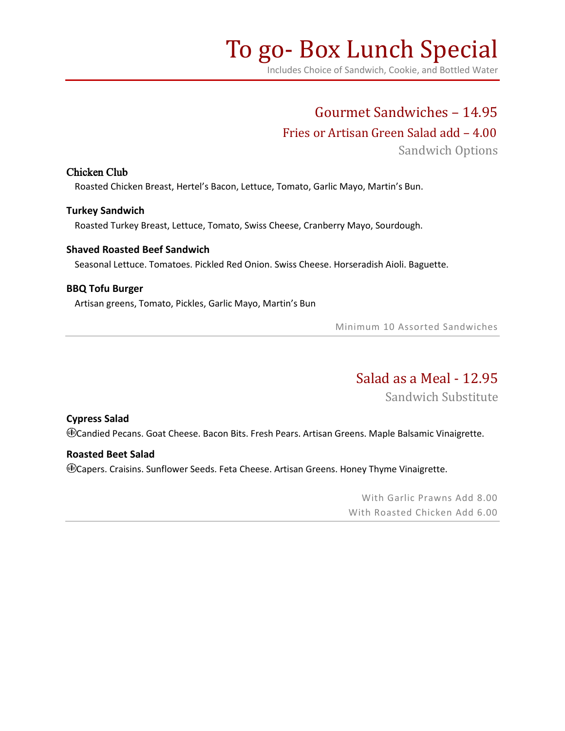# To go- Box Lunch Special

Includes Choice of Sandwich, Cookie, and Bottled Water

## Gourmet Sandwiches – 14.95

### Fries or Artisan Green Salad add – 4.00

Sandwich Options

**Chicken Club**

Roasted Chicken Breast, Hertel's Bacon, Lettuce, Tomato, Garlic Mayo, Martin's Bun.

**Turkey Sandwich**

Roasted Turkey Breast, Lettuce, Tomato, Swiss Cheese, Cranberry Mayo, Sourdough.

**Shaved Roasted Beef Sandwich**

Seasonal Lettuce. Tomatoes. Pickled Red Onion. Swiss Cheese. Horseradish Aioli. Baguette.

**BBQ Tofu Burger**

Artisan greens, Tomato, Pickles, Garlic Mayo, Martin's Bun

Minimum 10 Assorted Sandwiches

---

## Salad as a Meal - 12.95

Sandwich Substitute

**Cypress Salad**

Candied Pecans. Goat Cheese. Bacon Bits. Fresh Pears. Artisan Greens. Maple Balsamic Vinaigrette.

**Roasted Beet Salad**

Capers. Craisins. Sunflower Seeds. Feta Cheese. Artisan Greens. Honey Thyme Vinaigrette.

With Garlic Prawns Add 8.00

With Roasted Chicken Add 6.00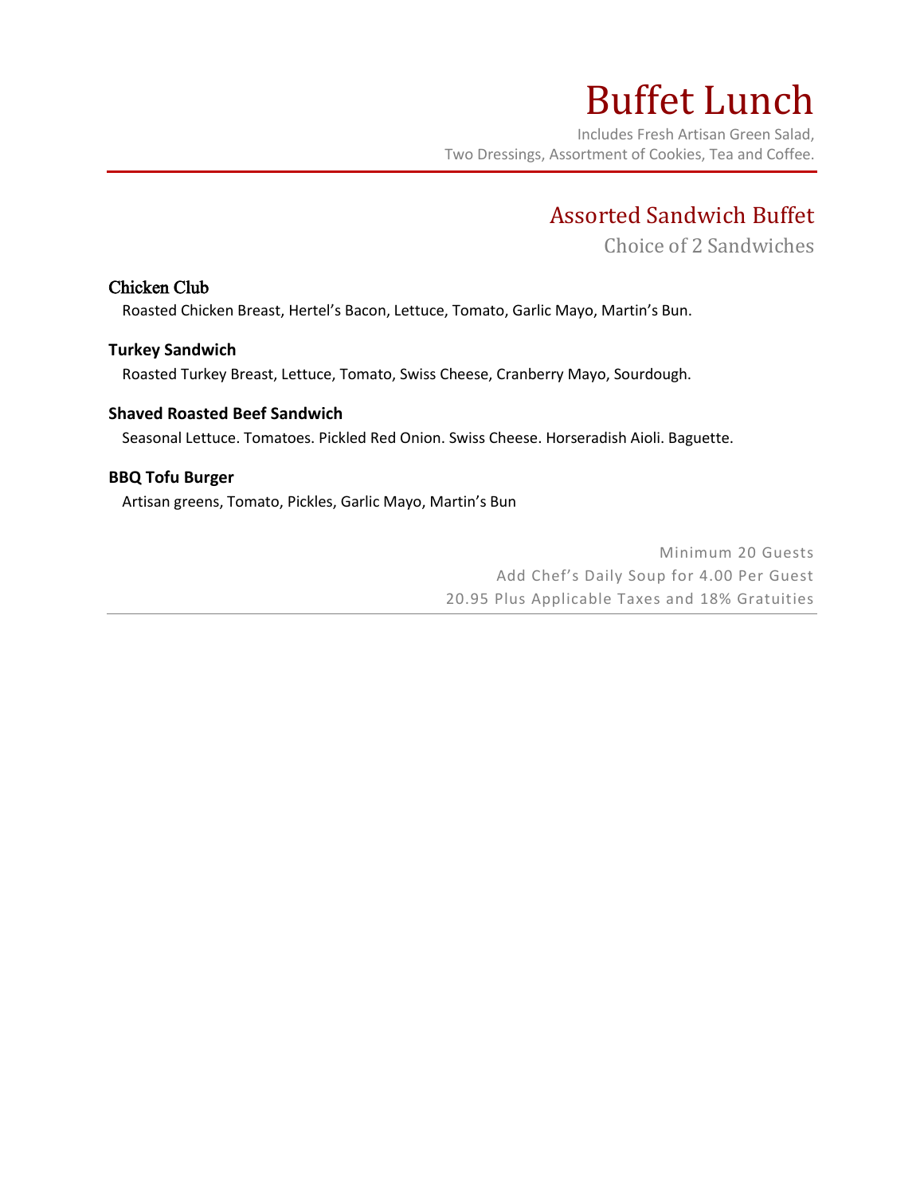# Buffet Lunch

Includes Fresh Artisan Green Salad,
Two Dressings, Assortment of Cookies, Tea and Coffee.

## Assorted Sandwich Buffet

Choice of 2 Sandwiches

**Chicken Club**

Roasted Chicken Breast, Hertel's Bacon, Lettuce, Tomato, Garlic Mayo, Martin's Bun.

**Turkey Sandwich**

Roasted Turkey Breast, Lettuce, Tomato, Swiss Cheese, Cranberry Mayo, Sourdough.

**Shaved Roasted Beef Sandwich**

Seasonal Lettuce. Tomatoes. Pickled Red Onion. Swiss Cheese. Horseradish Aioli. Baguette.

**BBQ Tofu Burger**

Artisan greens, Tomato, Pickles, Garlic Mayo, Martin's Bun

Minimum 20 Guests
Add Chef's Daily Soup for 4.00 Per Guest
20.95 Plus Applicable Taxes and 18% Gratuities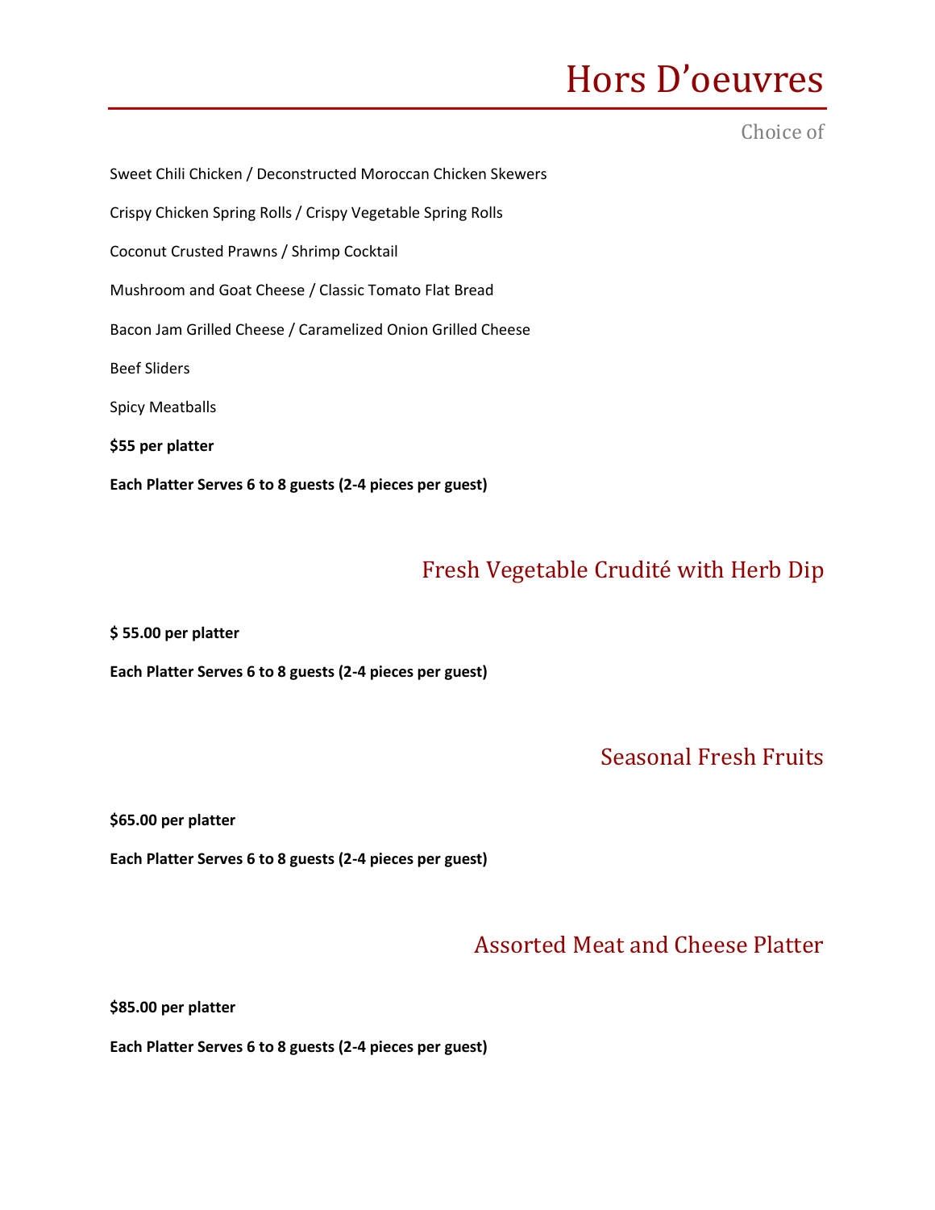# Hors D'oeuvres

Choice of

Sweet Chili Chicken / Deconstructed Moroccan Chicken Skewers

Crispy Chicken Spring Rolls / Crispy Vegetable Spring Rolls

Coconut Crusted Prawns / Shrimp Cocktail

Mushroom and Goat Cheese / Classic Tomato Flat Bread

Bacon Jam Grilled Cheese / Caramelized Onion Grilled Cheese

Beef Sliders

Spicy Meatballs

**$55 per platter**

**Each Platter Serves 6 to 8 guests (2-4 pieces per guest)**

## Fresh Vegetable Crudité with Herb Dip

**$ 55.00 per platter**

**Each Platter Serves 6 to 8 guests (2-4 pieces per guest)**

## Seasonal Fresh Fruits

**$65.00 per platter**

**Each Platter Serves 6 to 8 guests (2-4 pieces per guest)**

## Assorted Meat and Cheese Platter

**$85.00 per platter**

**Each Platter Serves 6 to 8 guests (2-4 pieces per guest)**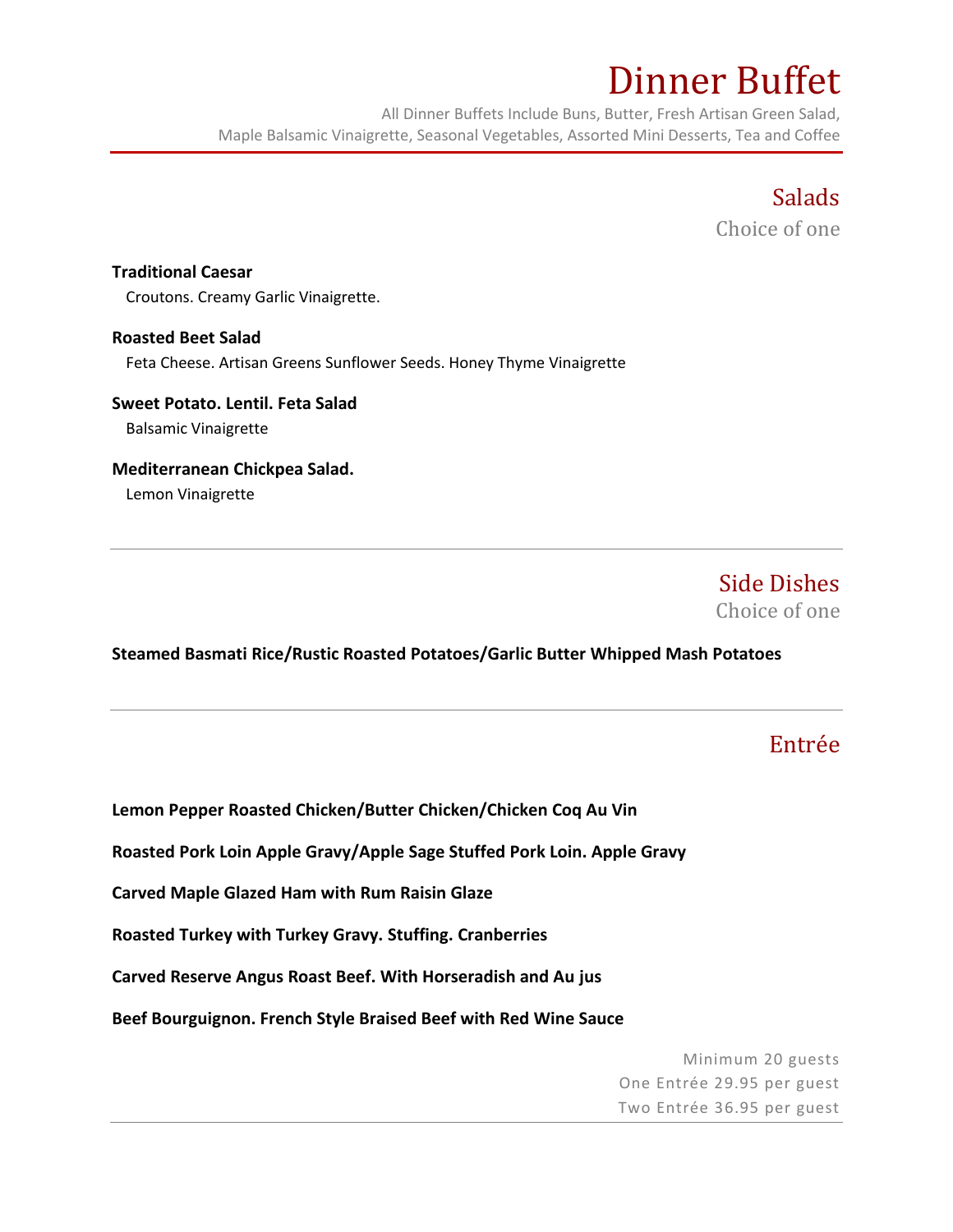# Dinner Buffet

All Dinner Buffets Include Buns, Butter, Fresh Artisan Green Salad, Maple Balsamic Vinaigrette, Seasonal Vegetables, Assorted Mini Desserts, Tea and Coffee

## Salads

Choice of one

**Traditional Caesar**
Croutons. Creamy Garlic Vinaigrette.

**Roasted Beet Salad**
Feta Cheese. Artisan Greens Sunflower Seeds. Honey Thyme Vinaigrette

**Sweet Potato. Lentil. Feta Salad**
Balsamic Vinaigrette

**Mediterranean Chickpea Salad.**
Lemon Vinaigrette

---

## Side Dishes

Choice of one

**Steamed Basmati Rice/Rustic Roasted Potatoes/Garlic Butter Whipped Mash Potatoes**

---

## Entrée

**Lemon Pepper Roasted Chicken/Butter Chicken/Chicken Coq Au Vin**

**Roasted Pork Loin Apple Gravy/Apple Sage Stuffed Pork Loin. Apple Gravy**

**Carved Maple Glazed Ham with Rum Raisin Glaze**

**Roasted Turkey with Turkey Gravy. Stuffing. Cranberries**

**Carved Reserve Angus Roast Beef. With Horseradish and Au jus**

**Beef Bourguignon. French Style Braised Beef with Red Wine Sauce**

Minimum 20 guests
One Entrée 29.95 per guest
Two Entrée 36.95 per guest